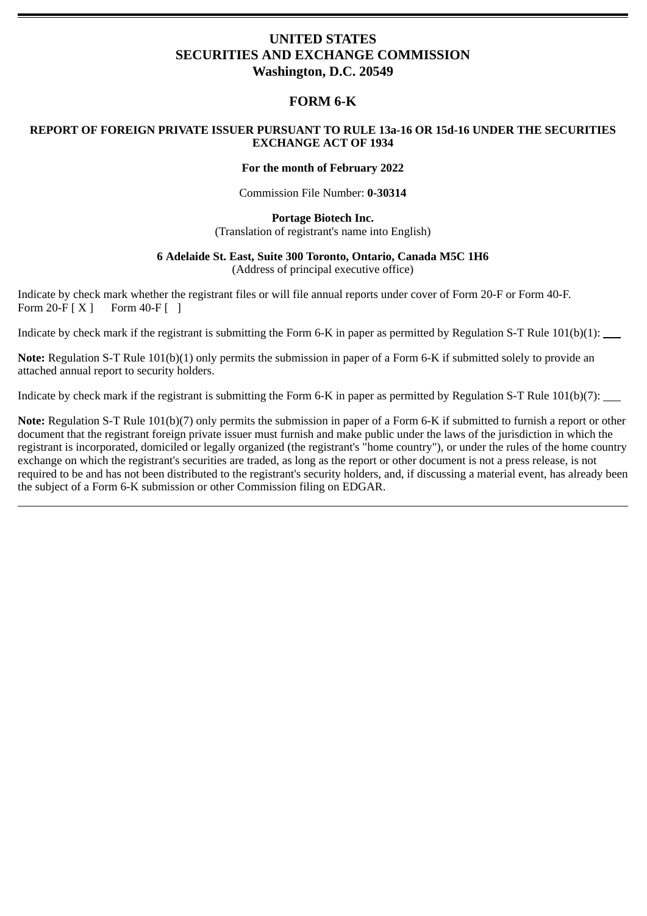**UNITED STATES**
**SECURITIES AND EXCHANGE COMMISSION**
**Washington, D.C. 20549**

# FORM 6-K

**REPORT OF FOREIGN PRIVATE ISSUER PURSUANT TO RULE 13a-16 OR 15d-16 UNDER THE SECURITIES EXCHANGE ACT OF 1934**

**For the month of February 2022**

Commission File Number: **0-30314**

**Portage Biotech Inc.**
(Translation of registrant's name into English)

**6 Adelaide St. East, Suite 300 Toronto, Ontario, Canada M5C 1H6**
(Address of principal executive office)

Indicate by check mark whether the registrant files or will file annual reports under cover of Form 20-F or Form 40-F.
Form 20-F [ X ]   Form 40-F [ ]

Indicate by check mark if the registrant is submitting the Form 6-K in paper as permitted by Regulation S-T Rule 101(b)(1): ___

**Note:** Regulation S-T Rule 101(b)(1) only permits the submission in paper of a Form 6-K if submitted solely to provide an attached annual report to security holders.

Indicate by check mark if the registrant is submitting the Form 6-K in paper as permitted by Regulation S-T Rule 101(b)(7): ___

**Note:** Regulation S-T Rule 101(b)(7) only permits the submission in paper of a Form 6-K if submitted to furnish a report or other document that the registrant foreign private issuer must furnish and make public under the laws of the jurisdiction in which the registrant is incorporated, domiciled or legally organized (the registrant's "home country"), or under the rules of the home country exchange on which the registrant's securities are traded, as long as the report or other document is not a press release, is not required to be and has not been distributed to the registrant's security holders, and, if discussing a material event, has already been the subject of a Form 6-K submission or other Commission filing on EDGAR.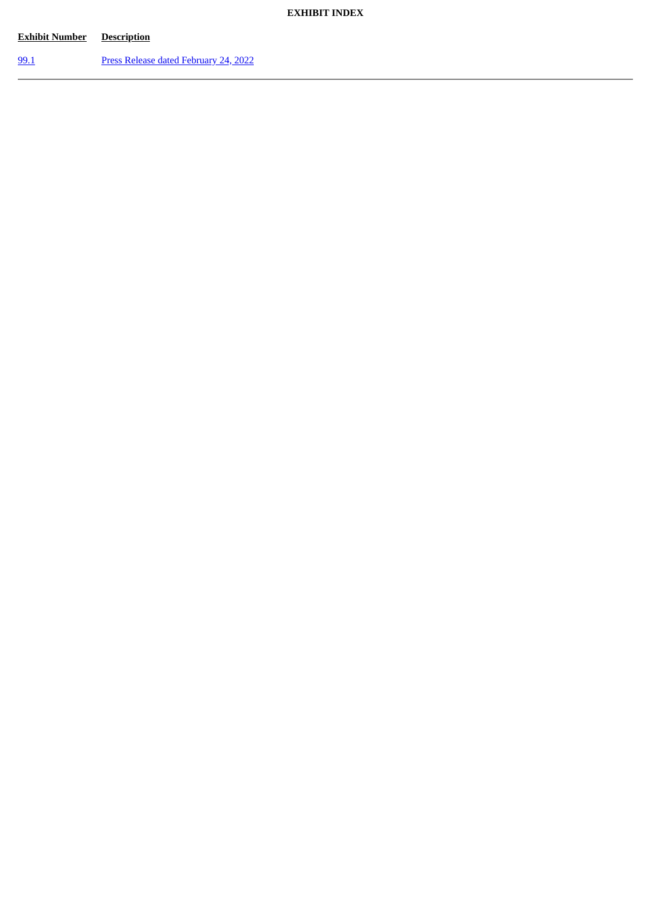**EXHIBIT INDEX**

| Exhibit Number | Description |
| --- | --- |
| 99.1 | Press Release dated February 24, 2022 |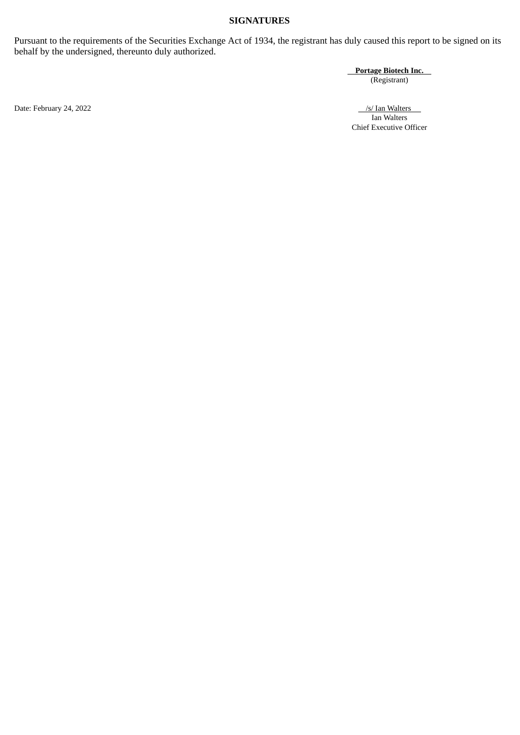**SIGNATURES**

Pursuant to the requirements of the Securities Exchange Act of 1934, the registrant has duly caused this report to be signed on its behalf by the undersigned, thereunto duly authorized.

**Portage Biotech Inc.**
(Registrant)

Date: February 24, 2022

/s/ Ian Walters
Ian Walters
Chief Executive Officer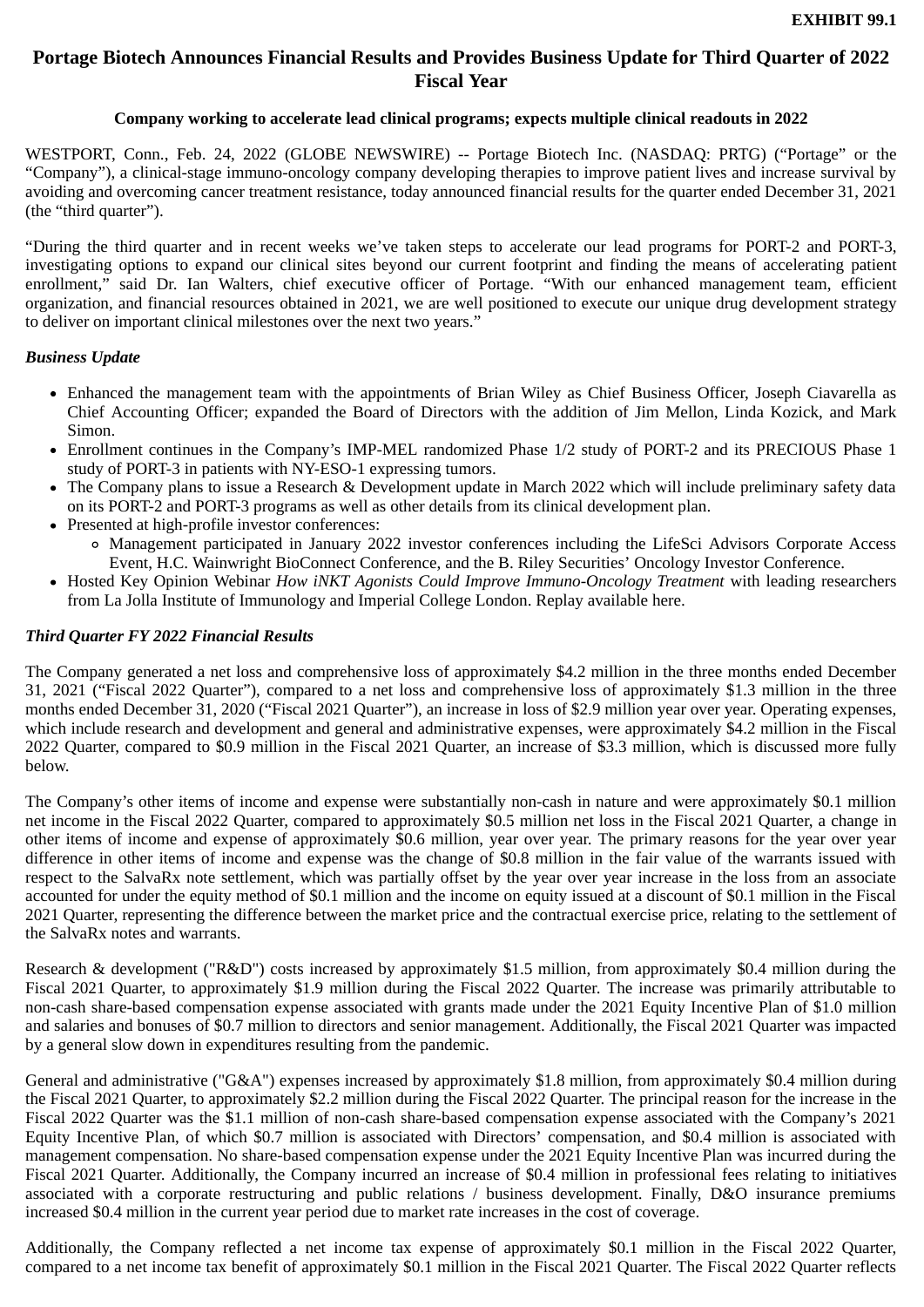**EXHIBIT 99.1**

# Portage Biotech Announces Financial Results and Provides Business Update for Third Quarter of 2022 Fiscal Year

**Company working to accelerate lead clinical programs; expects multiple clinical readouts in 2022**

WESTPORT, Conn., Feb. 24, 2022 (GLOBE NEWSWIRE) -- Portage Biotech Inc. (NASDAQ: PRTG) ("Portage" or the "Company"), a clinical-stage immuno-oncology company developing therapies to improve patient lives and increase survival by avoiding and overcoming cancer treatment resistance, today announced financial results for the quarter ended December 31, 2021 (the "third quarter").

"During the third quarter and in recent weeks we've taken steps to accelerate our lead programs for PORT-2 and PORT-3, investigating options to expand our clinical sites beyond our current footprint and finding the means of accelerating patient enrollment," said Dr. Ian Walters, chief executive officer of Portage. "With our enhanced management team, efficient organization, and financial resources obtained in 2021, we are well positioned to execute our unique drug development strategy to deliver on important clinical milestones over the next two years."

### *Business Update*

- Enhanced the management team with the appointments of Brian Wiley as Chief Business Officer, Joseph Ciavarella as Chief Accounting Officer; expanded the Board of Directors with the addition of Jim Mellon, Linda Kozick, and Mark Simon.
- Enrollment continues in the Company's IMP-MEL randomized Phase 1/2 study of PORT-2 and its PRECIOUS Phase 1 study of PORT-3 in patients with NY-ESO-1 expressing tumors.
- The Company plans to issue a Research & Development update in March 2022 which will include preliminary safety data on its PORT-2 and PORT-3 programs as well as other details from its clinical development plan.
- Presented at high-profile investor conferences:
  - Management participated in January 2022 investor conferences including the LifeSci Advisors Corporate Access Event, H.C. Wainwright BioConnect Conference, and the B. Riley Securities' Oncology Investor Conference.
- Hosted Key Opinion Webinar *How iNKT Agonists Could Improve Immuno-Oncology Treatment* with leading researchers from La Jolla Institute of Immunology and Imperial College London. Replay available here.

### *Third Quarter FY 2022 Financial Results*

The Company generated a net loss and comprehensive loss of approximately $4.2 million in the three months ended December 31, 2021 ("Fiscal 2022 Quarter"), compared to a net loss and comprehensive loss of approximately $1.3 million in the three months ended December 31, 2020 ("Fiscal 2021 Quarter"), an increase in loss of $2.9 million year over year. Operating expenses, which include research and development and general and administrative expenses, were approximately $4.2 million in the Fiscal 2022 Quarter, compared to $0.9 million in the Fiscal 2021 Quarter, an increase of $3.3 million, which is discussed more fully below.

The Company's other items of income and expense were substantially non-cash in nature and were approximately $0.1 million net income in the Fiscal 2022 Quarter, compared to approximately $0.5 million net loss in the Fiscal 2021 Quarter, a change in other items of income and expense of approximately $0.6 million, year over year. The primary reasons for the year over year difference in other items of income and expense was the change of $0.8 million in the fair value of the warrants issued with respect to the SalvaRx note settlement, which was partially offset by the year over year increase in the loss from an associate accounted for under the equity method of $0.1 million and the income on equity issued at a discount of $0.1 million in the Fiscal 2021 Quarter, representing the difference between the market price and the contractual exercise price, relating to the settlement of the SalvaRx notes and warrants.

Research & development ("R&D") costs increased by approximately $1.5 million, from approximately $0.4 million during the Fiscal 2021 Quarter, to approximately $1.9 million during the Fiscal 2022 Quarter. The increase was primarily attributable to non-cash share-based compensation expense associated with grants made under the 2021 Equity Incentive Plan of $1.0 million and salaries and bonuses of $0.7 million to directors and senior management. Additionally, the Fiscal 2021 Quarter was impacted by a general slow down in expenditures resulting from the pandemic.

General and administrative ("G&A") expenses increased by approximately $1.8 million, from approximately $0.4 million during the Fiscal 2021 Quarter, to approximately $2.2 million during the Fiscal 2022 Quarter. The principal reason for the increase in the Fiscal 2022 Quarter was the $1.1 million of non-cash share-based compensation expense associated with the Company's 2021 Equity Incentive Plan, of which $0.7 million is associated with Directors' compensation, and $0.4 million is associated with management compensation. No share-based compensation expense under the 2021 Equity Incentive Plan was incurred during the Fiscal 2021 Quarter. Additionally, the Company incurred an increase of $0.4 million in professional fees relating to initiatives associated with a corporate restructuring and public relations / business development. Finally, D&O insurance premiums increased $0.4 million in the current year period due to market rate increases in the cost of coverage.

Additionally, the Company reflected a net income tax expense of approximately $0.1 million in the Fiscal 2022 Quarter, compared to a net income tax benefit of approximately $0.1 million in the Fiscal 2021 Quarter. The Fiscal 2022 Quarter reflects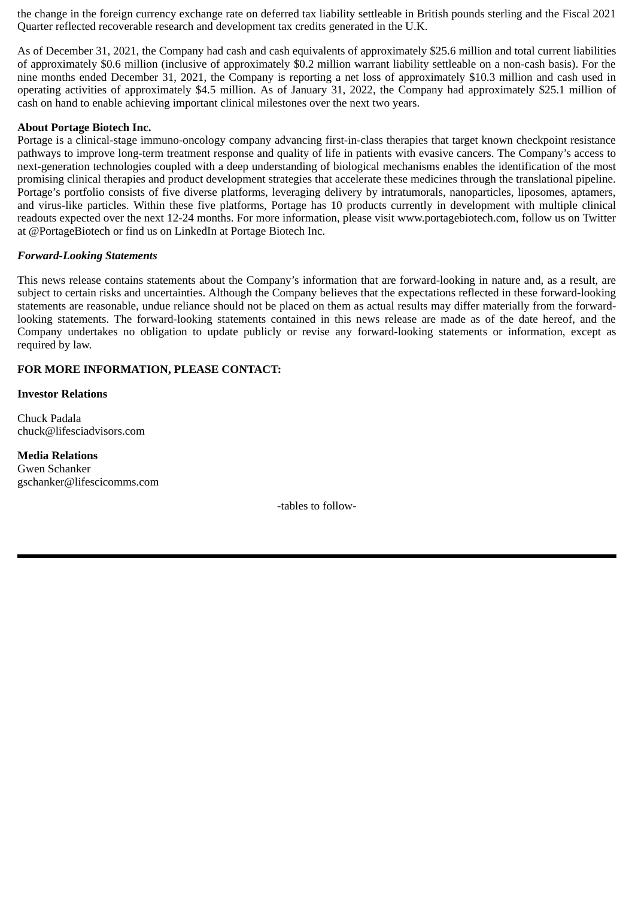the change in the foreign currency exchange rate on deferred tax liability settleable in British pounds sterling and the Fiscal 2021 Quarter reflected recoverable research and development tax credits generated in the U.K.

As of December 31, 2021, the Company had cash and cash equivalents of approximately $25.6 million and total current liabilities of approximately $0.6 million (inclusive of approximately $0.2 million warrant liability settleable on a non-cash basis). For the nine months ended December 31, 2021, the Company is reporting a net loss of approximately $10.3 million and cash used in operating activities of approximately $4.5 million. As of January 31, 2022, the Company had approximately $25.1 million of cash on hand to enable achieving important clinical milestones over the next two years.

**About Portage Biotech Inc.**
Portage is a clinical-stage immuno-oncology company advancing first-in-class therapies that target known checkpoint resistance pathways to improve long-term treatment response and quality of life in patients with evasive cancers. The Company's access to next-generation technologies coupled with a deep understanding of biological mechanisms enables the identification of the most promising clinical therapies and product development strategies that accelerate these medicines through the translational pipeline. Portage's portfolio consists of five diverse platforms, leveraging delivery by intratumorals, nanoparticles, liposomes, aptamers, and virus-like particles. Within these five platforms, Portage has 10 products currently in development with multiple clinical readouts expected over the next 12-24 months. For more information, please visit www.portagebiotech.com, follow us on Twitter at @PortageBiotech or find us on LinkedIn at Portage Biotech Inc.

***Forward-Looking Statements***

This news release contains statements about the Company's information that are forward-looking in nature and, as a result, are subject to certain risks and uncertainties. Although the Company believes that the expectations reflected in these forward-looking statements are reasonable, undue reliance should not be placed on them as actual results may differ materially from the forward-looking statements. The forward-looking statements contained in this news release are made as of the date hereof, and the Company undertakes no obligation to update publicly or revise any forward-looking statements or information, except as required by law.

**FOR MORE INFORMATION, PLEASE CONTACT:**

**Investor Relations**

Chuck Padala
chuck@lifesciadvisors.com

**Media Relations**
Gwen Schanker
gschanker@lifescicomms.com

-tables to follow-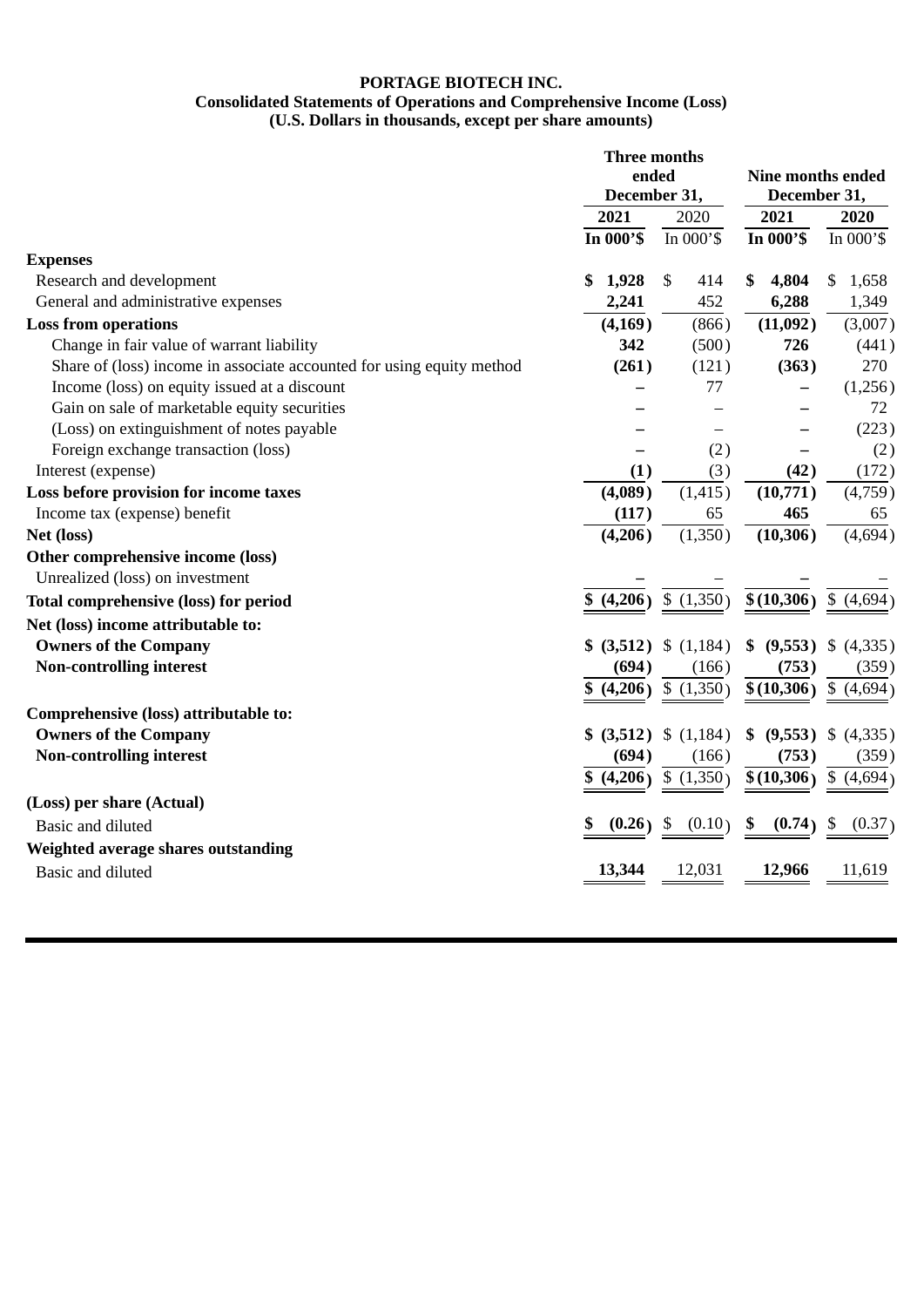**PORTAGE BIOTECH INC.**
**Consolidated Statements of Operations and Comprehensive Income (Loss)**
**(U.S. Dollars in thousands, except per share amounts)**

| | Three months ended December 31, | | Nine months ended December 31, | |
|---|---|---|---|---|
| | **2021** | 2020 | **2021** | **2020** |
| | **In 000'$** | In 000'$ | **In 000'$** | In 000'$ |
| **Expenses** | | | | |
| Research and development | **$ 1,928** | $ 414 | **$ 4,804** | $ 1,658 |
| General and administrative expenses | **2,241** | 452 | **6,288** | 1,349 |
| **Loss from operations** | **(4,169)** | (866) | **(11,092)** | (3,007) |
| Change in fair value of warrant liability | **342** | (500) | **726** | (441) |
| Share of (loss) income in associate accounted for using equity method | **(261)** | (121) | **(363)** | 270 |
| Income (loss) on equity issued at a discount | **–** | 77 | **–** | (1,256) |
| Gain on sale of marketable equity securities | **–** | – | **–** | 72 |
| (Loss) on extinguishment of notes payable | **–** | – | **–** | (223) |
| Foreign exchange transaction (loss) | **–** | (2) | **–** | (2) |
| Interest (expense) | **(1)** | (3) | **(42)** | (172) |
| **Loss before provision for income taxes** | **(4,089)** | (1,415) | **(10,771)** | (4,759) |
| Income tax (expense) benefit | **(117)** | 65 | **465** | 65 |
| **Net (loss)** | **(4,206)** | (1,350) | **(10,306)** | (4,694) |
| **Other comprehensive income (loss)** | | | | |
| Unrealized (loss) on investment | **–** | – | **–** | – |
| **Total comprehensive (loss) for period** | **$ (4,206)** | $ (1,350) | **$ (10,306)** | $ (4,694) |
| **Net (loss) income attributable to:** | | | | |
| **Owners of the Company** | **$ (3,512)** | $ (1,184) | **$ (9,553)** | $ (4,335) |
| **Non-controlling interest** | **(694)** | (166) | **(753)** | (359) |
| | **$ (4,206)** | $ (1,350) | **$ (10,306)** | $ (4,694) |
| **Comprehensive (loss) attributable to:** | | | | |
| **Owners of the Company** | **$ (3,512)** | $ (1,184) | **$ (9,553)** | $ (4,335) |
| **Non-controlling interest** | **(694)** | (166) | **(753)** | (359) |
| | **$ (4,206)** | $ (1,350) | **$ (10,306)** | $ (4,694) |
| **(Loss) per share (Actual)** | | | | |
| Basic and diluted | **$ (0.26)** | $ (0.10) | **$ (0.74)** | $ (0.37) |
| **Weighted average shares outstanding** | | | | |
| Basic and diluted | **13,344** | 12,031 | **12,966** | 11,619 |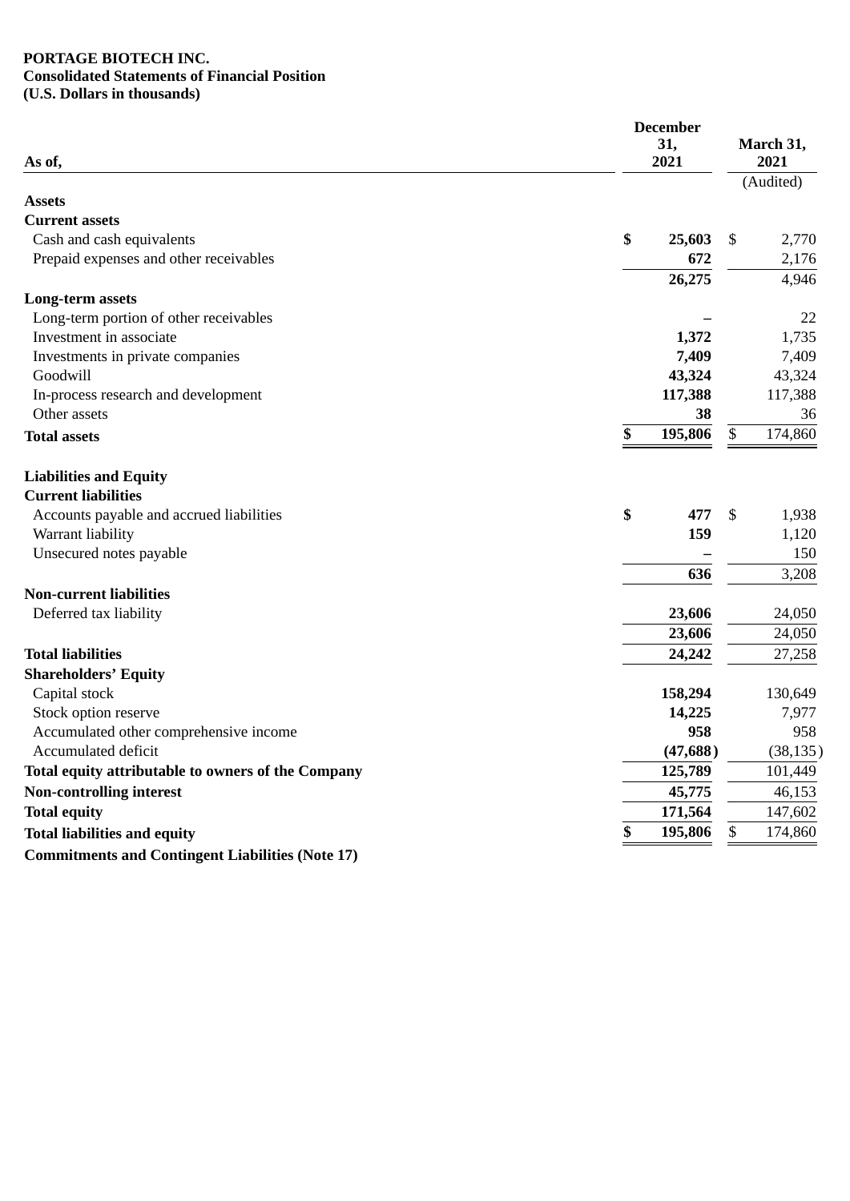**PORTAGE BIOTECH INC.**
**Consolidated Statements of Financial Position**
**(U.S. Dollars in thousands)**

| As of, | December 31, 2021 | March 31, 2021 |
|---|---|---|
| | | (Audited) |
| **Assets** | | |
| **Current assets** | | |
| Cash and cash equivalents | **$ 25,603** | $ 2,770 |
| Prepaid expenses and other receivables | **672** | 2,176 |
| | **26,275** | 4,946 |
| **Long-term assets** | | |
| Long-term portion of other receivables | **–** | 22 |
| Investment in associate | **1,372** | 1,735 |
| Investments in private companies | **7,409** | 7,409 |
| Goodwill | **43,324** | 43,324 |
| In-process research and development | **117,388** | 117,388 |
| Other assets | **38** | 36 |
| **Total assets** | **$ 195,806** | $ 174,860 |
| **Liabilities and Equity** | | |
| **Current liabilities** | | |
| Accounts payable and accrued liabilities | **$ 477** | $ 1,938 |
| Warrant liability | **159** | 1,120 |
| Unsecured notes payable | **–** | 150 |
| | **636** | 3,208 |
| **Non-current liabilities** | | |
| Deferred tax liability | **23,606** | 24,050 |
| | **23,606** | 24,050 |
| **Total liabilities** | **24,242** | 27,258 |
| **Shareholders' Equity** | | |
| Capital stock | **158,294** | 130,649 |
| Stock option reserve | **14,225** | 7,977 |
| Accumulated other comprehensive income | **958** | 958 |
| Accumulated deficit | **(47,688)** | (38,135) |
| **Total equity attributable to owners of the Company** | **125,789** | 101,449 |
| **Non-controlling interest** | **45,775** | 46,153 |
| **Total equity** | **171,564** | 147,602 |
| **Total liabilities and equity** | **$ 195,806** | $ 174,860 |

**Commitments and Contingent Liabilities (Note 17)**